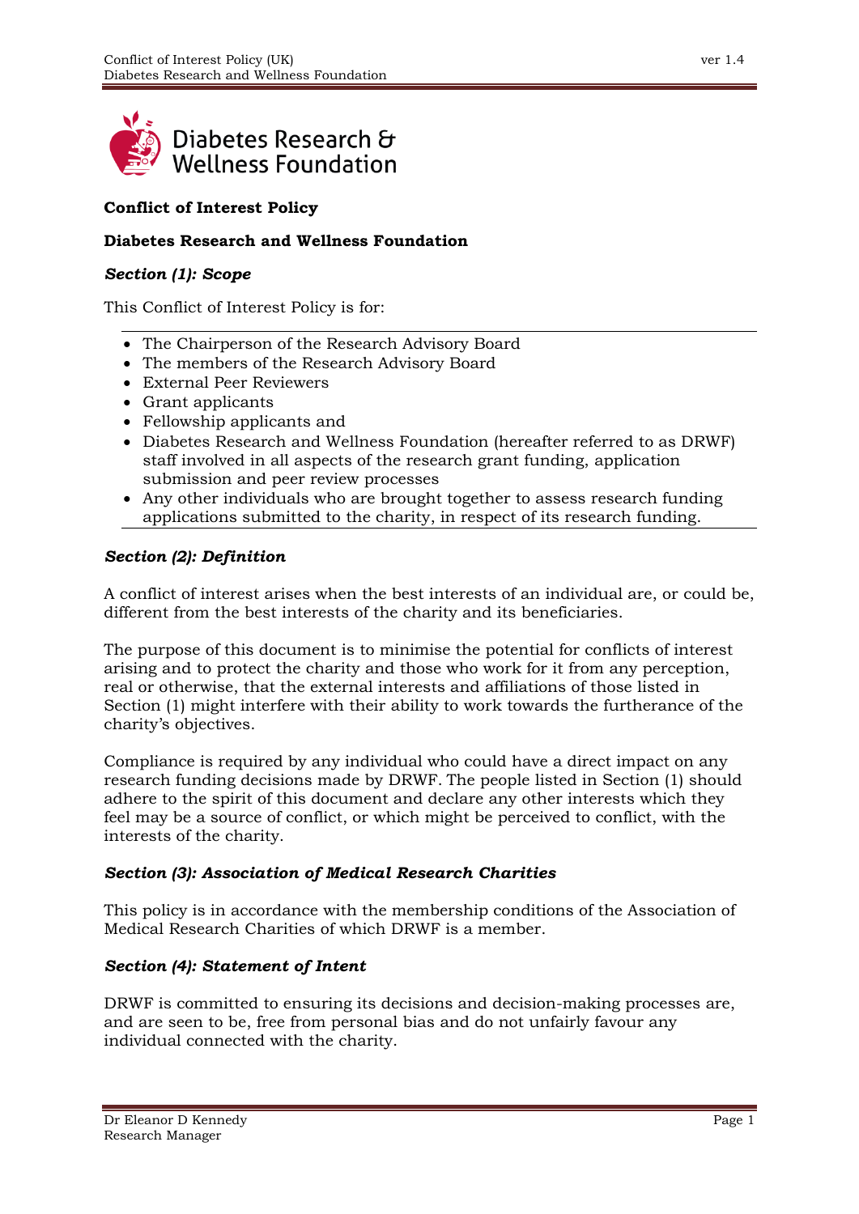**Conflict of Interest Policy**

**Diabetes Research and Wellness Foundation**

***Section (1): Scope***

This Conflict of Interest Policy is for:

- The Chairperson of the Research Advisory Board
- The members of the Research Advisory Board
- External Peer Reviewers
- Grant applicants
- Fellowship applicants and
- Diabetes Research and Wellness Foundation (hereafter referred to as DRWF) staff involved in all aspects of the research grant funding, application submission and peer review processes
- Any other individuals who are brought together to assess research funding applications submitted to the charity, in respect of its research funding.

***Section (2): Definition***

A conflict of interest arises when the best interests of an individual are, or could be, different from the best interests of the charity and its beneficiaries.

The purpose of this document is to minimise the potential for conflicts of interest arising and to protect the charity and those who work for it from any perception, real or otherwise, that the external interests and affiliations of those listed in Section (1) might interfere with their ability to work towards the furtherance of the charity's objectives.

Compliance is required by any individual who could have a direct impact on any research funding decisions made by DRWF. The people listed in Section (1) should adhere to the spirit of this document and declare any other interests which they feel may be a source of conflict, or which might be perceived to conflict, with the interests of the charity.

***Section (3): Association of Medical Research Charities***

This policy is in accordance with the membership conditions of the Association of Medical Research Charities of which DRWF is a member.

***Section (4): Statement of Intent***

DRWF is committed to ensuring its decisions and decision-making processes are, and are seen to be, free from personal bias and do not unfairly favour any individual connected with the charity.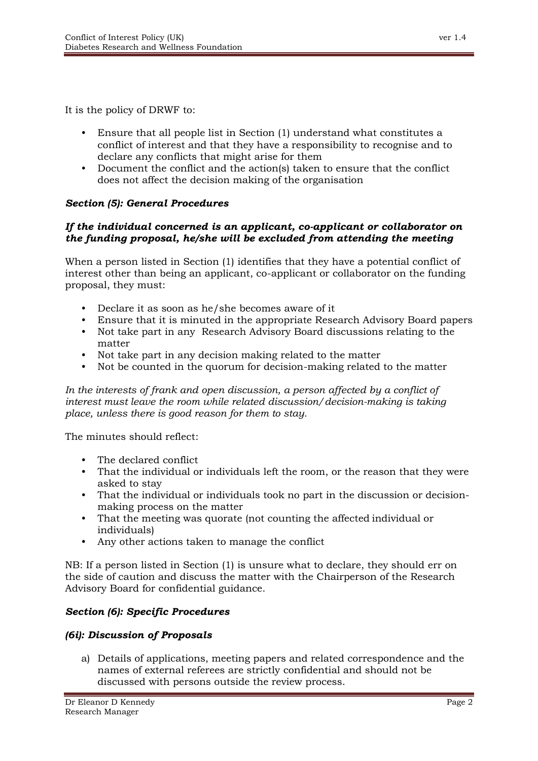It is the policy of DRWF to:

- Ensure that all people list in Section (1) understand what constitutes a conflict of interest and that they have a responsibility to recognise and to declare any conflicts that might arise for them
- Document the conflict and the action(s) taken to ensure that the conflict does not affect the decision making of the organisation

***Section (5): General Procedures***

***If the individual concerned is an applicant, co-applicant or collaborator on the funding proposal, he/she will be excluded from attending the meeting***

When a person listed in Section (1) identifies that they have a potential conflict of interest other than being an applicant, co-applicant or collaborator on the funding proposal, they must:

- Declare it as soon as he/she becomes aware of it
- Ensure that it is minuted in the appropriate Research Advisory Board papers
- Not take part in any Research Advisory Board discussions relating to the matter
- Not take part in any decision making related to the matter
- Not be counted in the quorum for decision-making related to the matter

*In the interests of frank and open discussion, a person affected by a conflict of interest must leave the room while related discussion/decision-making is taking place, unless there is good reason for them to stay.*

The minutes should reflect:

- The declared conflict
- That the individual or individuals left the room, or the reason that they were asked to stay
- That the individual or individuals took no part in the discussion or decision-making process on the matter
- That the meeting was quorate (not counting the affected individual or individuals)
- Any other actions taken to manage the conflict

NB: If a person listed in Section (1) is unsure what to declare, they should err on the side of caution and discuss the matter with the Chairperson of the Research Advisory Board for confidential guidance.

***Section (6): Specific Procedures***

***(6i): Discussion of Proposals***

a) Details of applications, meeting papers and related correspondence and the names of external referees are strictly confidential and should not be discussed with persons outside the review process.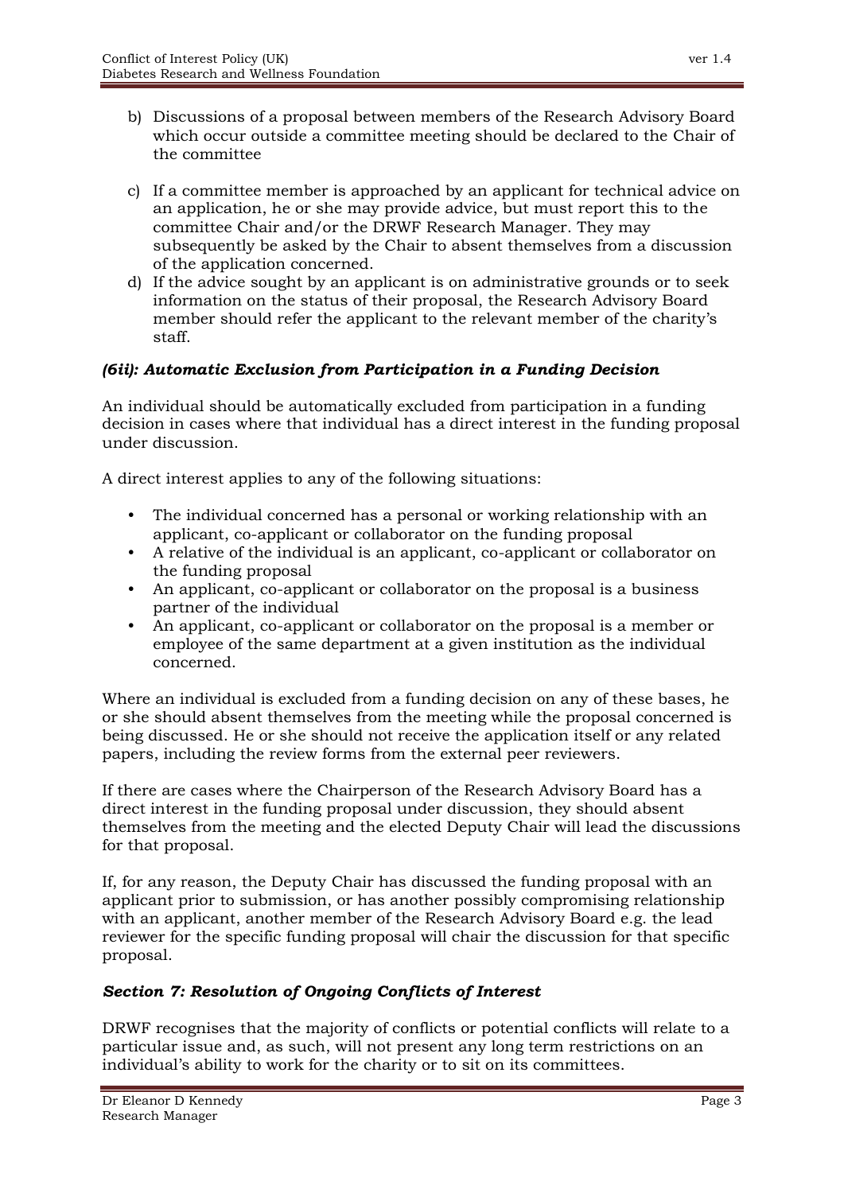b) Discussions of a proposal between members of the Research Advisory Board which occur outside a committee meeting should be declared to the Chair of the committee

c) If a committee member is approached by an applicant for technical advice on an application, he or she may provide advice, but must report this to the committee Chair and/or the DRWF Research Manager. They may subsequently be asked by the Chair to absent themselves from a discussion of the application concerned.

d) If the advice sought by an applicant is on administrative grounds or to seek information on the status of their proposal, the Research Advisory Board member should refer the applicant to the relevant member of the charity's staff.

### *(6ii): Automatic Exclusion from Participation in a Funding Decision*

An individual should be automatically excluded from participation in a funding decision in cases where that individual has a direct interest in the funding proposal under discussion.

A direct interest applies to any of the following situations:

- The individual concerned has a personal or working relationship with an applicant, co-applicant or collaborator on the funding proposal
- A relative of the individual is an applicant, co-applicant or collaborator on the funding proposal
- An applicant, co-applicant or collaborator on the proposal is a business partner of the individual
- An applicant, co-applicant or collaborator on the proposal is a member or employee of the same department at a given institution as the individual concerned.

Where an individual is excluded from a funding decision on any of these bases, he or she should absent themselves from the meeting while the proposal concerned is being discussed. He or she should not receive the application itself or any related papers, including the review forms from the external peer reviewers.

If there are cases where the Chairperson of the Research Advisory Board has a direct interest in the funding proposal under discussion, they should absent themselves from the meeting and the elected Deputy Chair will lead the discussions for that proposal.

If, for any reason, the Deputy Chair has discussed the funding proposal with an applicant prior to submission, or has another possibly compromising relationship with an applicant, another member of the Research Advisory Board e.g. the lead reviewer for the specific funding proposal will chair the discussion for that specific proposal.

## *Section 7: Resolution of Ongoing Conflicts of Interest*

DRWF recognises that the majority of conflicts or potential conflicts will relate to a particular issue and, as such, will not present any long term restrictions on an individual's ability to work for the charity or to sit on its committees.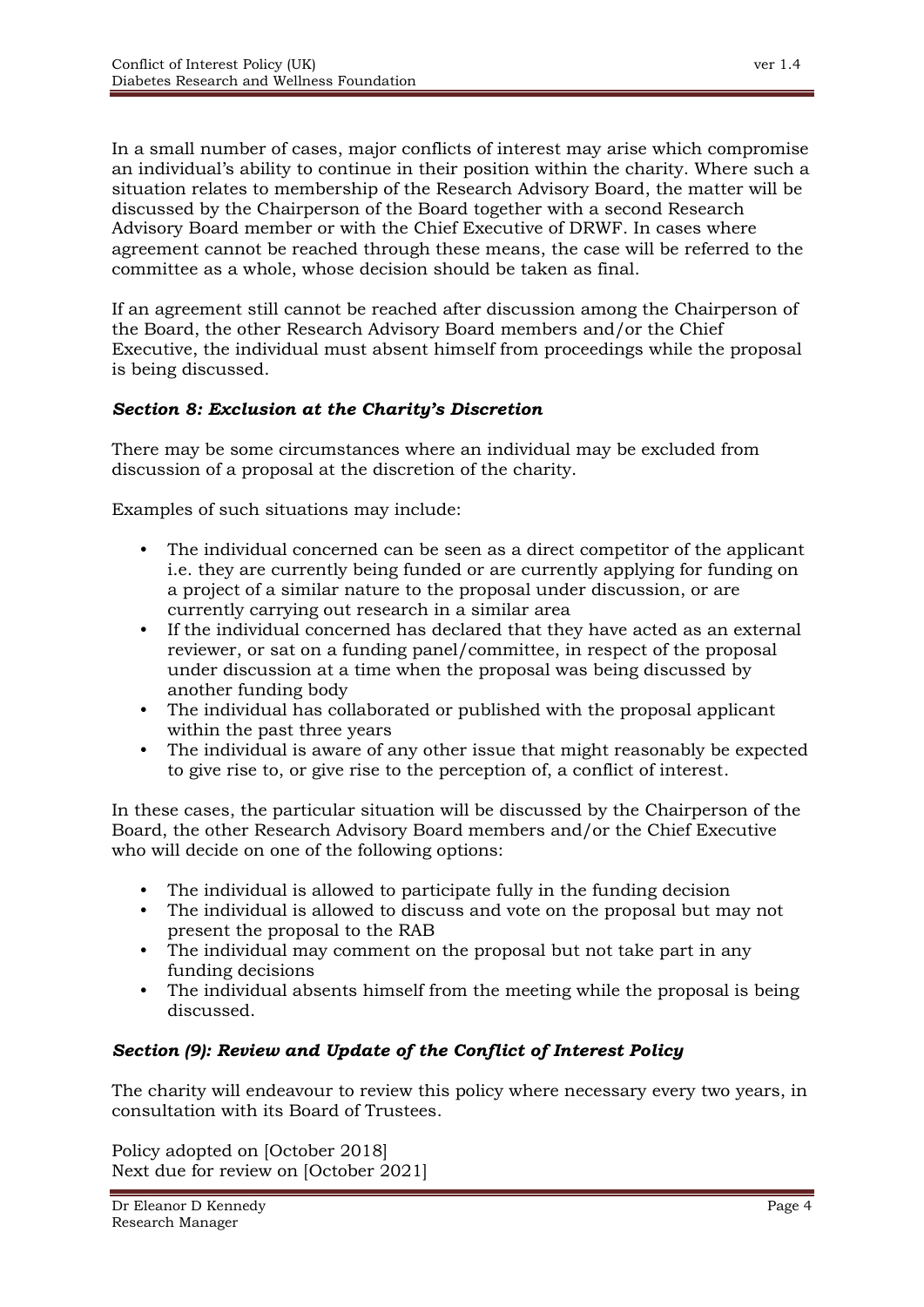In a small number of cases, major conflicts of interest may arise which compromise an individual's ability to continue in their position within the charity. Where such a situation relates to membership of the Research Advisory Board, the matter will be discussed by the Chairperson of the Board together with a second Research Advisory Board member or with the Chief Executive of DRWF. In cases where agreement cannot be reached through these means, the case will be referred to the committee as a whole, whose decision should be taken as final.

If an agreement still cannot be reached after discussion among the Chairperson of the Board, the other Research Advisory Board members and/or the Chief Executive, the individual must absent himself from proceedings while the proposal is being discussed.

### *Section 8: Exclusion at the Charity's Discretion*

There may be some circumstances where an individual may be excluded from discussion of a proposal at the discretion of the charity.

Examples of such situations may include:

- The individual concerned can be seen as a direct competitor of the applicant i.e. they are currently being funded or are currently applying for funding on a project of a similar nature to the proposal under discussion, or are currently carrying out research in a similar area
- If the individual concerned has declared that they have acted as an external reviewer, or sat on a funding panel/committee, in respect of the proposal under discussion at a time when the proposal was being discussed by another funding body
- The individual has collaborated or published with the proposal applicant within the past three years
- The individual is aware of any other issue that might reasonably be expected to give rise to, or give rise to the perception of, a conflict of interest.

In these cases, the particular situation will be discussed by the Chairperson of the Board, the other Research Advisory Board members and/or the Chief Executive who will decide on one of the following options:

- The individual is allowed to participate fully in the funding decision
- The individual is allowed to discuss and vote on the proposal but may not present the proposal to the RAB
- The individual may comment on the proposal but not take part in any funding decisions
- The individual absents himself from the meeting while the proposal is being discussed.

### *Section (9): Review and Update of the Conflict of Interest Policy*

The charity will endeavour to review this policy where necessary every two years, in consultation with its Board of Trustees.

Policy adopted on [October 2018]
Next due for review on [October 2021]

Dr Eleanor D Kennedy
Research Manager